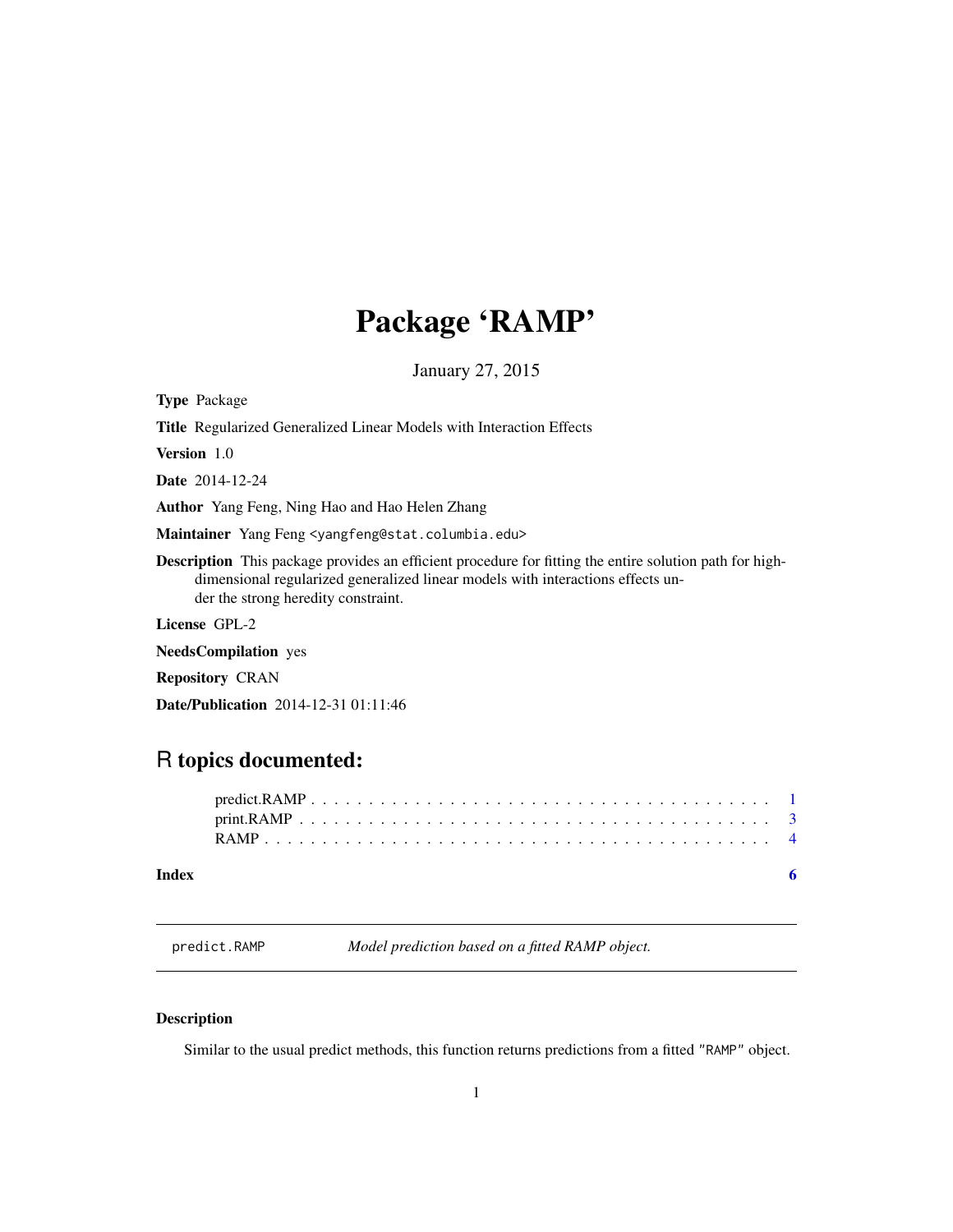# Package 'RAMP'

January 27, 2015

**Type** Package

**Title** Regularized Generalized Linear Models with Interaction Effects

**Version** 1.0

**Date** 2014-12-24

**Author** Yang Feng, Ning Hao and Hao Helen Zhang

**Maintainer** Yang Feng <yangfeng@stat.columbia.edu>

**Description** This package provides an efficient procedure for fitting the entire solution path for high-dimensional regularized generalized linear models with interactions effects under the strong heredity constraint.

**License** GPL-2

**NeedsCompilation** yes

**Repository** CRAN

**Date/Publication** 2014-12-31 01:11:46

## R topics documented:

- predict.RAMP . . . . . . . . . . . . . . . . . . . . . . . . . . . . . . . . . . . . . . 1
- print.RAMP . . . . . . . . . . . . . . . . . . . . . . . . . . . . . . . . . . . . . . . 3
- RAMP . . . . . . . . . . . . . . . . . . . . . . . . . . . . . . . . . . . . . . . . . . 4

**Index** 6

---

`predict.RAMP` *Model prediction based on a fitted RAMP object.*

---

### Description

Similar to the usual predict methods, this function returns predictions from a fitted "RAMP" object.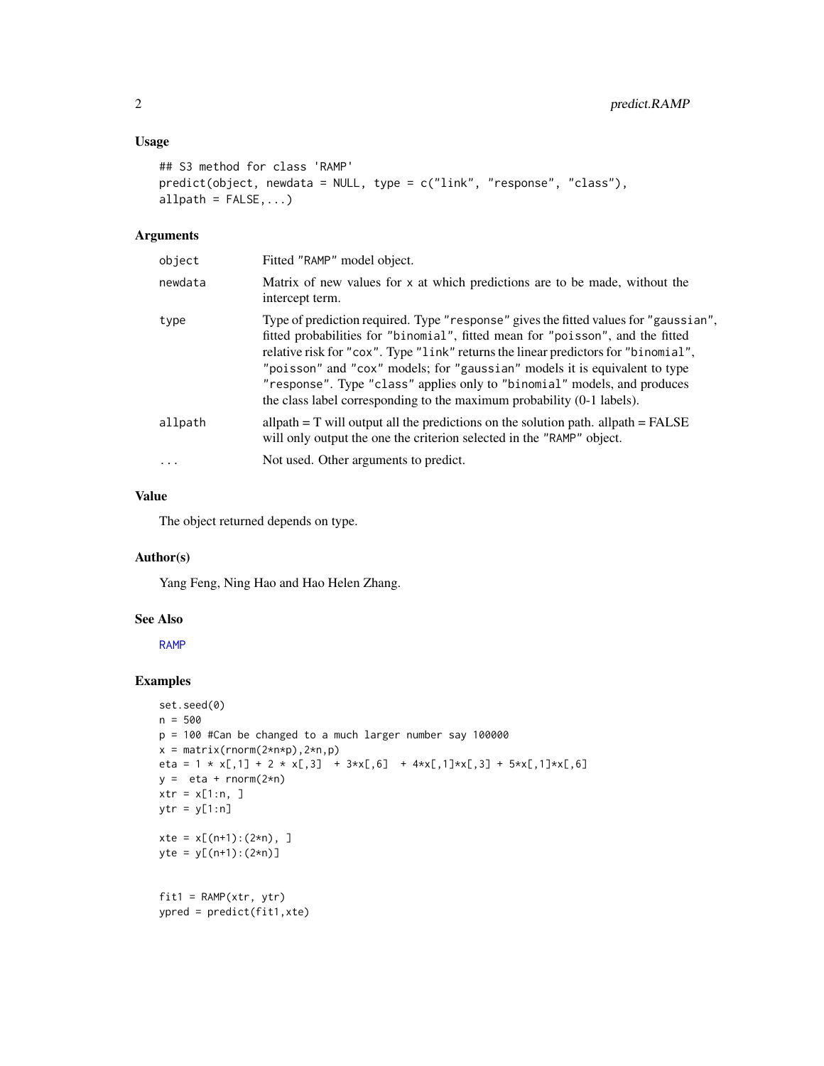## Usage

```
## S3 method for class 'RAMP'
predict(object, newdata = NULL, type = c("link", "response", "class"),
allpath = FALSE,...)
```

## Arguments

| | |
|---|---|
| object | Fitted "RAMP" model object. |
| newdata | Matrix of new values for x at which predictions are to be made, without the intercept term. |
| type | Type of prediction required. Type "response" gives the fitted values for "gaussian", fitted probabilities for "binomial", fitted mean for "poisson", and the fitted relative risk for "cox". Type "link" returns the linear predictors for "binomial", "poisson" and "cox" models; for "gaussian" models it is equivalent to type "response". Type "class" applies only to "binomial" models, and produces the class label corresponding to the maximum probability (0-1 labels). |
| allpath | allpath = T will output all the predictions on the solution path. allpath = FALSE will only output the one the criterion selected in the "RAMP" object. |
| ... | Not used. Other arguments to predict. |

## Value

The object returned depends on type.

## Author(s)

Yang Feng, Ning Hao and Hao Helen Zhang.

## See Also

RAMP

## Examples

```
set.seed(0)
n = 500
p = 100 #Can be changed to a much larger number say 100000
x = matrix(rnorm(2*n*p),2*n,p)
eta = 1 * x[,1] + 2 * x[,3]  + 3*x[,6]  + 4*x[,1]*x[,3] + 5*x[,1]*x[,6]
y =  eta + rnorm(2*n)
xtr = x[1:n, ]
ytr = y[1:n]

xte = x[(n+1):(2*n), ]
yte = y[(n+1):(2*n)]


fit1 = RAMP(xtr, ytr)
ypred = predict(fit1,xte)
```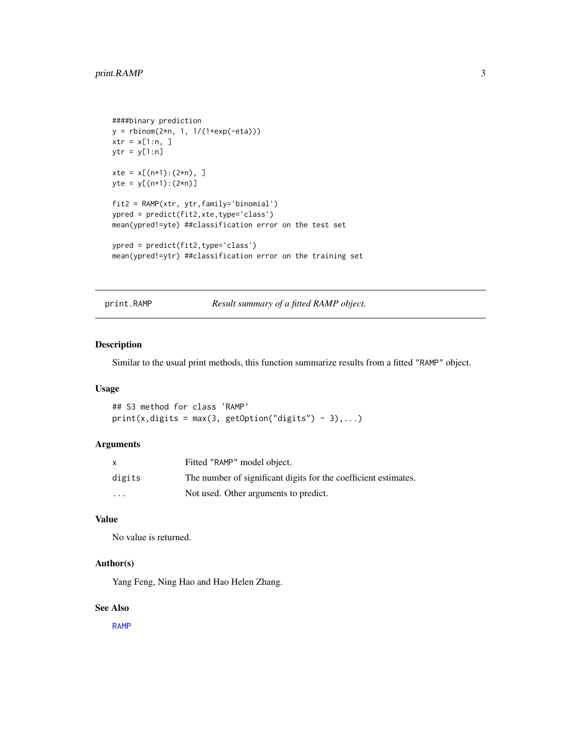```
####binary prediction
y = rbinom(2*n, 1, 1/(1+exp(-eta)))
xtr = x[1:n, ]
ytr = y[1:n]

xte = x[(n+1):(2*n), ]
yte = y[(n+1):(2*n)]

fit2 = RAMP(xtr, ytr,family='binomial')
ypred = predict(fit2,xte,type='class')
mean(ypred!=yte) ##classification error on the test set

ypred = predict(fit2,type='class')
mean(ypred!=ytr) ##classification error on the training set
```

---

## print.RAMP — *Result summary of a fitted RAMP object.*

### Description

Similar to the usual print methods, this function summarize results from a fitted "RAMP" object.

### Usage

```
## S3 method for class 'RAMP'
print(x,digits = max(3, getOption("digits") - 3),...)
```

### Arguments

| | |
|---|---|
| x | Fitted "RAMP" model object. |
| digits | The number of significant digits for the coefficient estimates. |
| ... | Not used. Other arguments to predict. |

### Value

No value is returned.

### Author(s)

Yang Feng, Ning Hao and Hao Helen Zhang.

### See Also

RAMP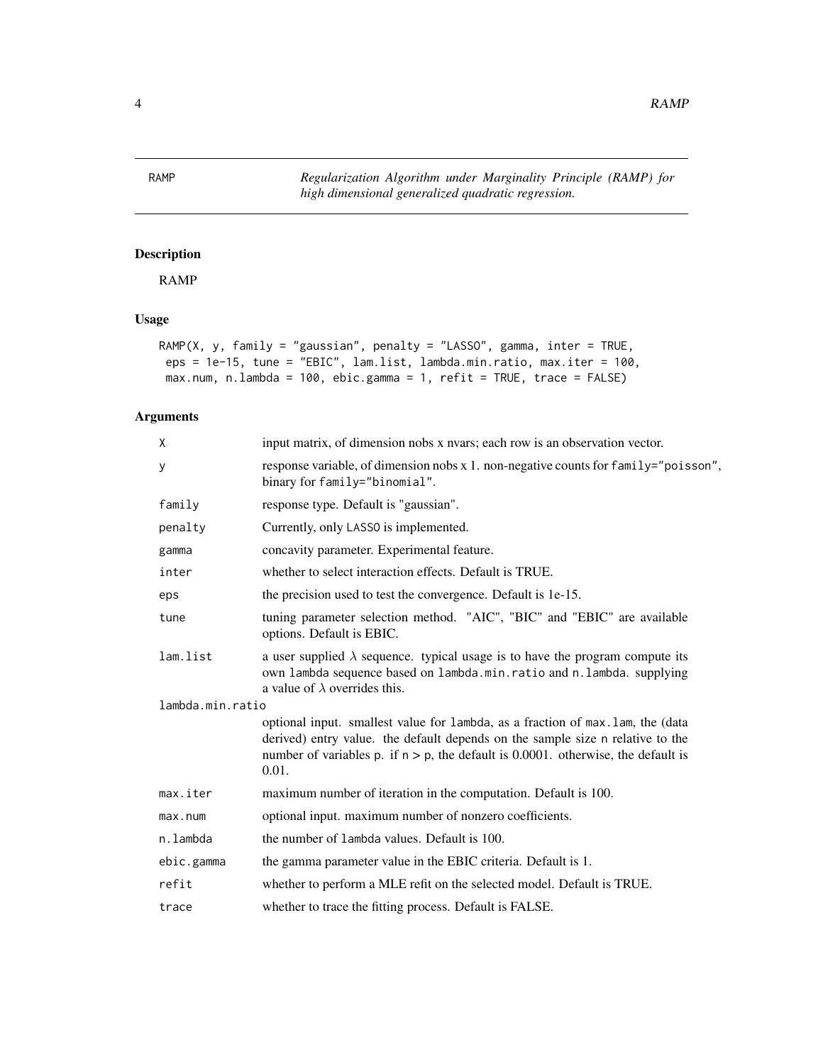# RAMP

*Regularization Algorithm under Marginality Principle (RAMP) for high dimensional generalized quadratic regression.*

## Description

RAMP

## Usage

```
RAMP(X, y, family = "gaussian", penalty = "LASSO", gamma, inter = TRUE,
 eps = 1e-15, tune = "EBIC", lam.list, lambda.min.ratio, max.iter = 100,
 max.num, n.lambda = 100, ebic.gamma = 1, refit = TRUE, trace = FALSE)
```

## Arguments

| Argument | Description |
|---|---|
| X | input matrix, of dimension nobs x nvars; each row is an observation vector. |
| y | response variable, of dimension nobs x 1. non-negative counts for `family="poisson"`, binary for `family="binomial"`. |
| family | response type. Default is "gaussian". |
| penalty | Currently, only `LASSO` is implemented. |
| gamma | concavity parameter. Experimental feature. |
| inter | whether to select interaction effects. Default is TRUE. |
| eps | the precision used to test the convergence. Default is 1e-15. |
| tune | tuning parameter selection method. "AIC", "BIC" and "EBIC" are available options. Default is EBIC. |
| lam.list | a user supplied $\lambda$ sequence. typical usage is to have the program compute its own `lambda` sequence based on `lambda.min.ratio` and `n.lambda`. supplying a value of $\lambda$ overrides this. |
| lambda.min.ratio | optional input. smallest value for `lambda`, as a fraction of `max.lam`, the (data derived) entry value. the default depends on the sample size `n` relative to the number of variables `p`. if `n` > `p`, the default is 0.0001. otherwise, the default is 0.01. |
| max.iter | maximum number of iteration in the computation. Default is 100. |
| max.num | optional input. maximum number of nonzero coefficients. |
| n.lambda | the number of `lambda` values. Default is 100. |
| ebic.gamma | the gamma parameter value in the EBIC criteria. Default is 1. |
| refit | whether to perform a MLE refit on the selected model. Default is TRUE. |
| trace | whether to trace the fitting process. Default is FALSE. |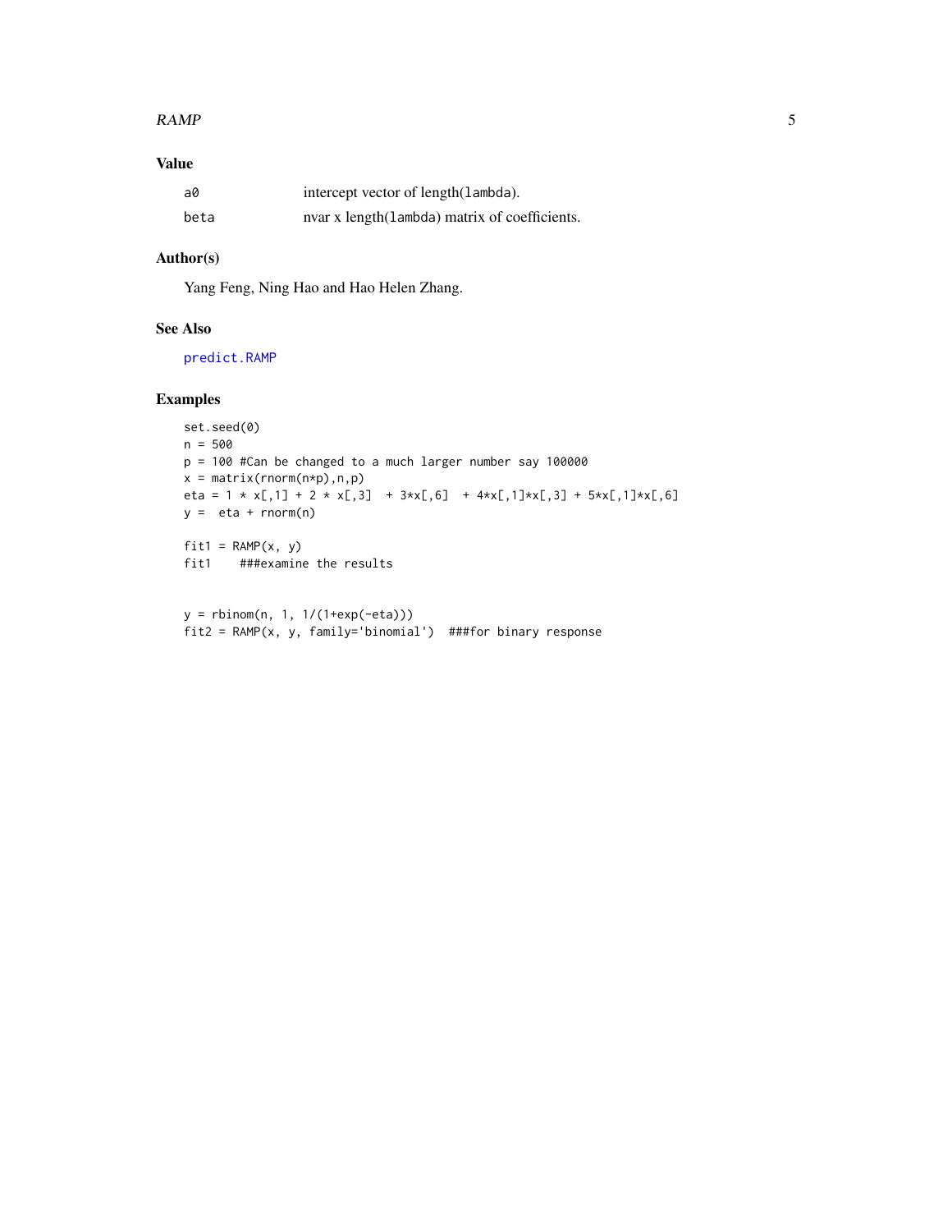## Value

| | |
|---|---|
| a0 | intercept vector of length(lambda). |
| beta | nvar x length(lambda) matrix of coefficients. |

## Author(s)

Yang Feng, Ning Hao and Hao Helen Zhang.

## See Also

predict.RAMP

## Examples

```
set.seed(0)
n = 500
p = 100 #Can be changed to a much larger number say 100000
x = matrix(rnorm(n*p),n,p)
eta = 1 * x[,1] + 2 * x[,3]  + 3*x[,6]  + 4*x[,1]*x[,3] + 5*x[,1]*x[,6]
y =  eta + rnorm(n)

fit1 = RAMP(x, y)
fit1    ###examine the results


y = rbinom(n, 1, 1/(1+exp(-eta)))
fit2 = RAMP(x, y, family='binomial')  ###for binary response
```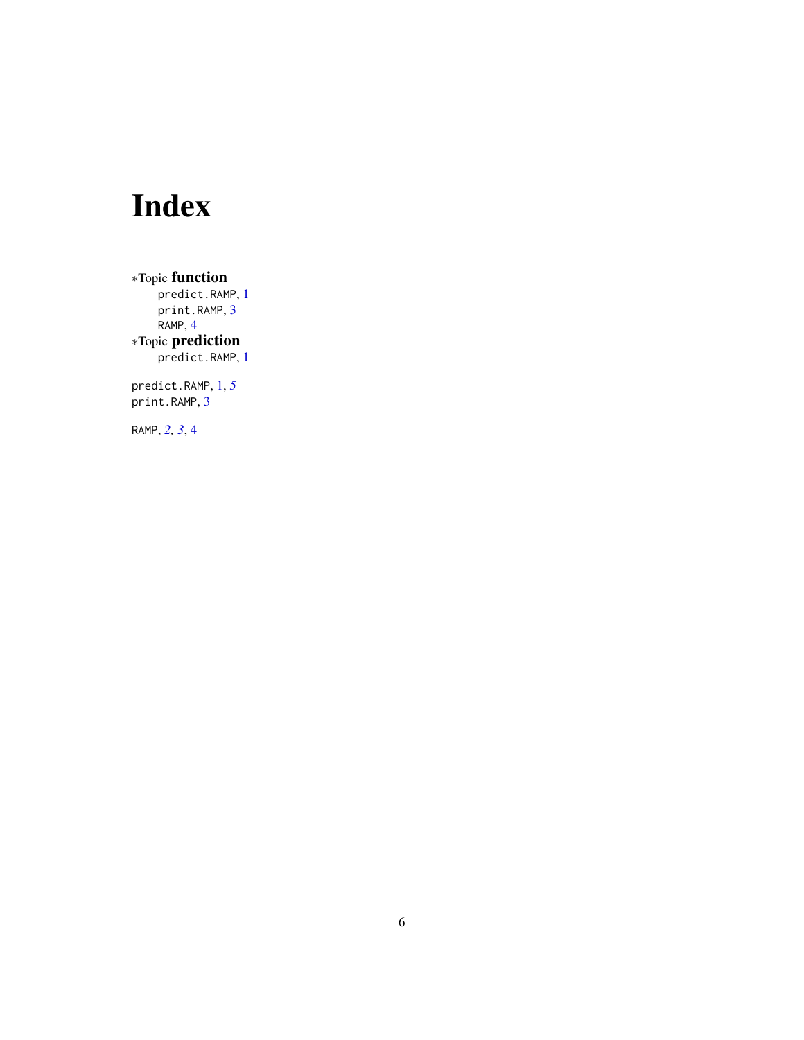# Index

*Topic **function**
- predict.RAMP, 1
- print.RAMP, 3
- RAMP, 4

*Topic **prediction**
- predict.RAMP, 1

predict.RAMP, 1, *5*
print.RAMP, 3

RAMP, *2, 3*, 4